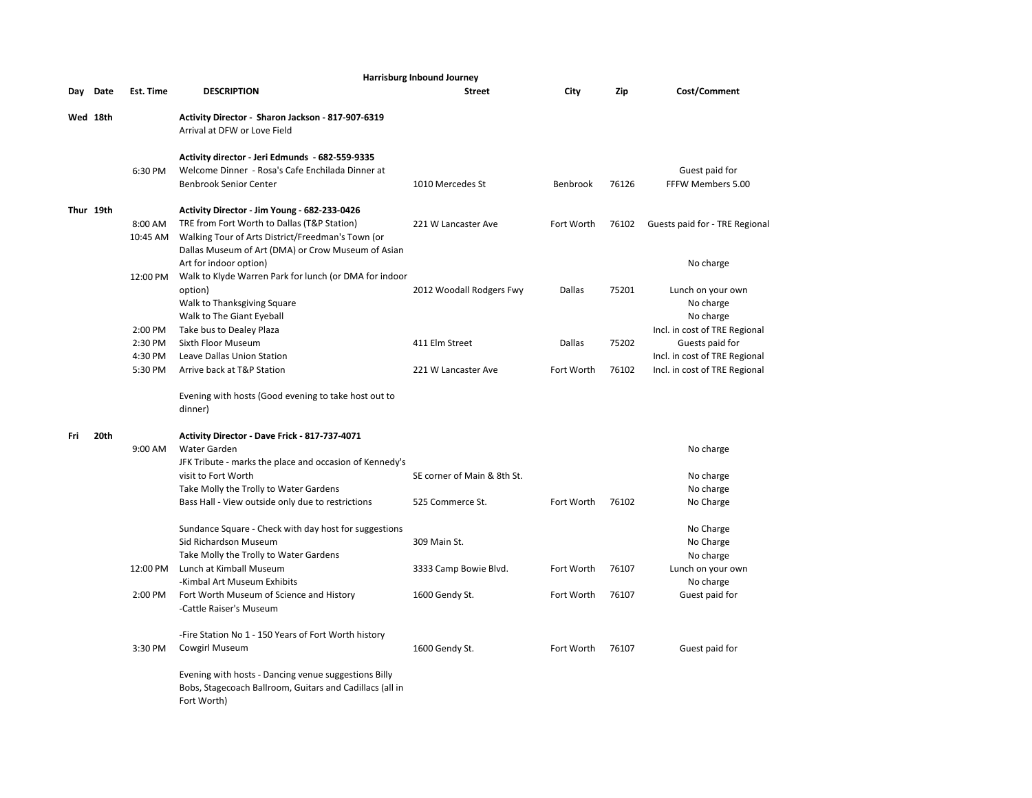**Harrisburg Inbound Journey**

| Day | Date | Est. Time | DESCRIPTION | Street | City | Zip | Cost/Comment |
|---|---|---|---|---|---|---|---|
| Wed | 18th | | **Activity Director - Sharon Jackson - 817-907-6319** | | | | |
| | | | Arrival at DFW or Love Field | | | | |
| | | | **Activity director - Jeri Edmunds - 682-559-9335** | | | | |
| | | 6:30 PM | Welcome Dinner - Rosa's Cafe Enchilada Dinner at Benbrook Senior Center | 1010 Mercedes St | Benbrook | 76126 | Guest paid for FFFW Members 5.00 |
| Thur | 19th | | **Activity Director - Jim Young - 682-233-0426** | | | | |
| | | 8:00 AM | TRE from Fort Worth to Dallas (T&P Station) | 221 W Lancaster Ave | Fort Worth | 76102 | Guests paid for - TRE Regional |
| | | 10:45 AM | Walking Tour of Arts District/Freedman's Town (or Dallas Museum of Art (DMA) or Crow Museum of Asian Art for indoor option) | | | | No charge |
| | | 12:00 PM | Walk to Klyde Warren Park for lunch (or DMA for indoor option) | 2012 Woodall Rodgers Fwy | Dallas | 75201 | Lunch on your own |
| | | | Walk to Thanksgiving Square | | | | No charge |
| | | | Walk to The Giant Eyeball | | | | No charge |
| | | 2:00 PM | Take bus to Dealey Plaza | | | | Incl. in cost of TRE Regional |
| | | 2:30 PM | Sixth Floor Museum | 411 Elm Street | Dallas | 75202 | Guests paid for |
| | | 4:30 PM | Leave Dallas Union Station | | | | Incl. in cost of TRE Regional |
| | | 5:30 PM | Arrive back at T&P Station | 221 W Lancaster Ave | Fort Worth | 76102 | Incl. in cost of TRE Regional |
| | | | Evening with hosts (Good evening to take host out to dinner) | | | | |
| Fri | 20th | | **Activity Director - Dave Frick - 817-737-4071** | | | | |
| | | 9:00 AM | Water Garden | | | | No charge |
| | | | JFK Tribute - marks the place and occasion of Kennedy's visit to Fort Worth | SE corner of Main & 8th St. | | | No charge |
| | | | Take Molly the Trolly to Water Gardens | | | | No charge |
| | | | Bass Hall - View outside only due to restrictions | 525 Commerce St. | Fort Worth | 76102 | No Charge |
| | | | Sundance Square - Check with day host for suggestions | | | | No Charge |
| | | | Sid Richardson Museum | 309 Main St. | | | No Charge |
| | | | Take Molly the Trolly to Water Gardens | | | | No charge |
| | | 12:00 PM | Lunch at Kimball Museum | 3333 Camp Bowie Blvd. | Fort Worth | 76107 | Lunch on your own |
| | | | -Kimbal Art Museum Exhibits | | | | No charge |
| | | 2:00 PM | Fort Worth Museum of Science and History | 1600 Gendy St. | Fort Worth | 76107 | Guest paid for |
| | | | -Cattle Raiser's Museum | | | | |
| | | | -Fire Station No 1 - 150 Years of Fort Worth history | | | | |
| | | 3:30 PM | Cowgirl Museum | 1600 Gendy St. | Fort Worth | 76107 | Guest paid for |
| | | | Evening with hosts - Dancing venue suggestions Billy Bobs, Stagecoach Ballroom, Guitars and Cadillacs (all in Fort Worth) | | | | |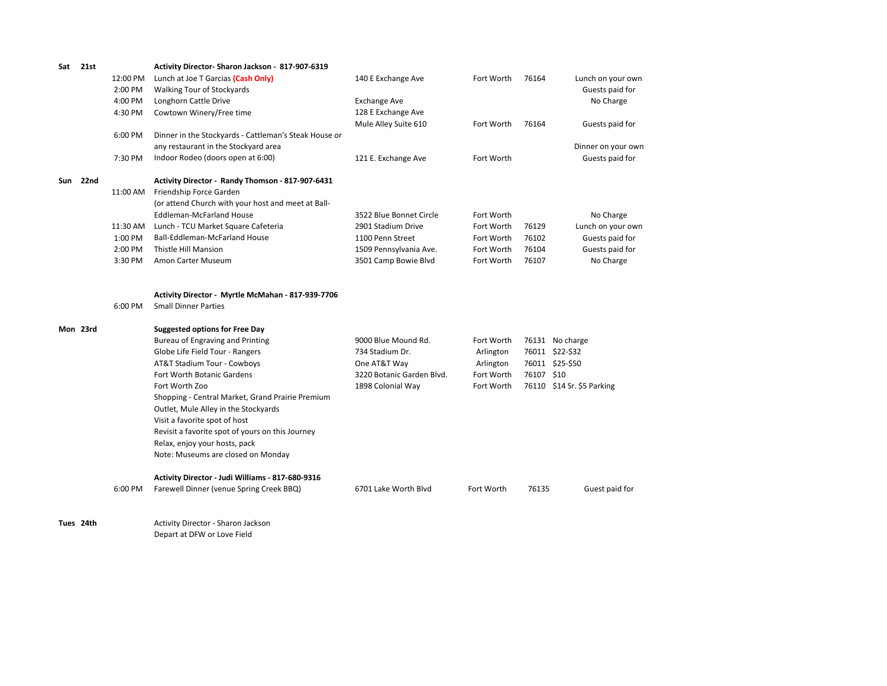| | | | | | | | |
|---|---|---|---|---|---|---|---|
| **Sat** | **21st** | | **Activity Director- Sharon Jackson - 817-907-6319** | | | | |
| | | 12:00 PM | Lunch at Joe T Garcias **(Cash Only)** | 140 E Exchange Ave | Fort Worth | 76164 | Lunch on your own |
| | | 2:00 PM | Walking Tour of Stockyards | | | | Guests paid for |
| | | 4:00 PM | Longhorn Cattle Drive | Exchange Ave | | | No Charge |
| | | 4:30 PM | Cowtown Winery/Free time | 128 E Exchange Ave | | | |
| | | | | Mule Alley Suite 610 | Fort Worth | 76164 | Guests paid for |
| | | 6:00 PM | Dinner in the Stockyards - Cattleman's Steak House or | | | | |
| | | | any restaurant in the Stockyard area | | | | Dinner on your own |
| | | 7:30 PM | Indoor Rodeo (doors open at 6:00) | 121 E. Exchange Ave | Fort Worth | | Guests paid for |
| | | | | | | | |
| **Sun** | **22nd** | | **Activity Director - Randy Thomson - 817-907-6431** | | | | |
| | | 11:00 AM | Friendship Force Garden | | | | |
| | | | (or attend Church with your host and meet at Ball- | | | | |
| | | | Eddleman-McFarland House | 3522 Blue Bonnet Circle | Fort Worth | | No Charge |
| | | 11:30 AM | Lunch - TCU Market Square Cafeteria | 2901 Stadium Drive | Fort Worth | 76129 | Lunch on your own |
| | | 1:00 PM | Ball-Eddleman-McFarland House | 1100 Penn Street | Fort Worth | 76102 | Guests paid for |
| | | 2:00 PM | Thistle Hill Mansion | 1509 Pennsylvania Ave. | Fort Worth | 76104 | Guests paid for |
| | | 3:30 PM | Amon Carter Museum | 3501 Camp Bowie Blvd | Fort Worth | 76107 | No Charge |
| | | | | | | | |
| | | | **Activity Director - Myrtle McMahan - 817-939-7706** | | | | |
| | | 6:00 PM | Small Dinner Parties | | | | |
| | | | | | | | |
| **Mon** | **23rd** | | **Suggested options for Free Day** | | | | |
| | | | Bureau of Engraving and Printing | 9000 Blue Mound Rd. | Fort Worth | 76131 | No charge |
| | | | Globe Life Field Tour - Rangers | 734 Stadium Dr. | Arlington | 76011 | $22-$32 |
| | | | AT&T Stadium Tour - Cowboys | One AT&T Way | Arlington | 76011 | $25-$50 |
| | | | Fort Worth Botanic Gardens | 3220 Botanic Garden Blvd. | Fort Worth | 76107 | $10 |
| | | | Fort Worth Zoo | 1898 Colonial Way | Fort Worth | 76110 | $14 Sr. $5 Parking |
| | | | Shopping - Central Market, Grand Prairie Premium | | | | |
| | | | Outlet, Mule Alley in the Stockyards | | | | |
| | | | Visit a favorite spot of host | | | | |
| | | | Revisit a favorite spot of yours on this Journey | | | | |
| | | | Relax, enjoy your hosts, pack | | | | |
| | | | Note: Museums are closed on Monday | | | | |
| | | | | | | | |
| | | | **Activity Director - Judi Williams - 817-680-9316** | | | | |
| | | 6:00 PM | Farewell Dinner (venue Spring Creek BBQ) | 6701 Lake Worth Blvd | Fort Worth | 76135 | Guest paid for |
| | | | | | | | |
| **Tues** | **24th** | | Activity Director - Sharon Jackson | | | | |
| | | | Depart at DFW or Love Field | | | | |